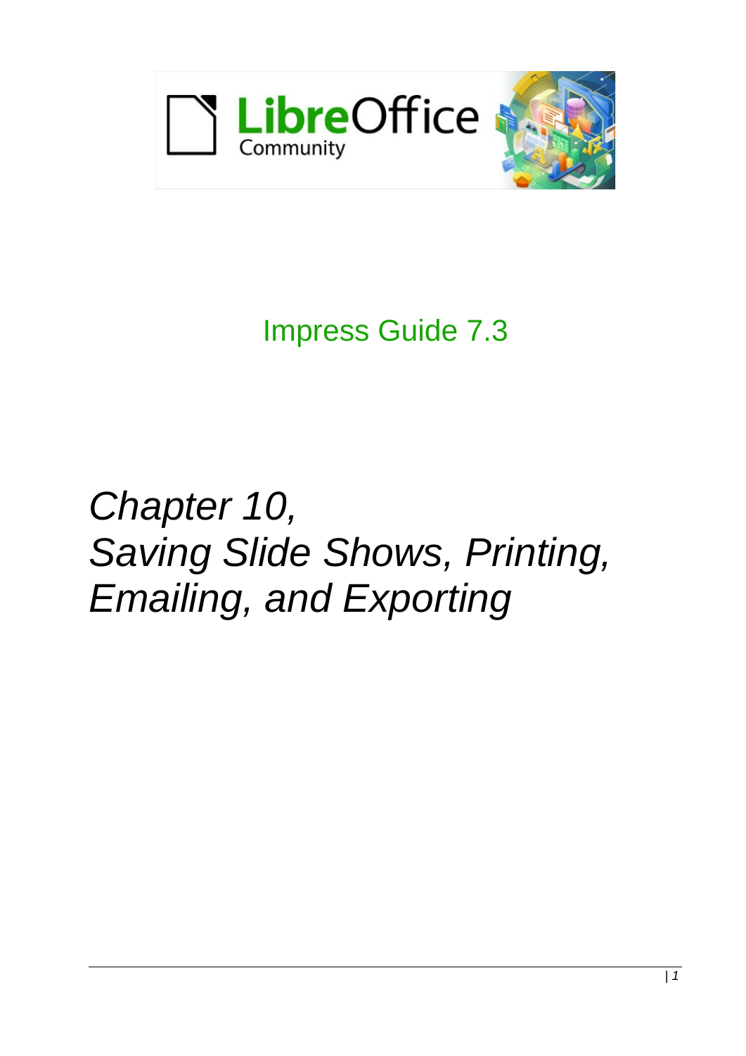LibreOffice Community

Impress Guide 7.3

# *Chapter 10, Saving Slide Shows, Printing, Emailing, and Exporting*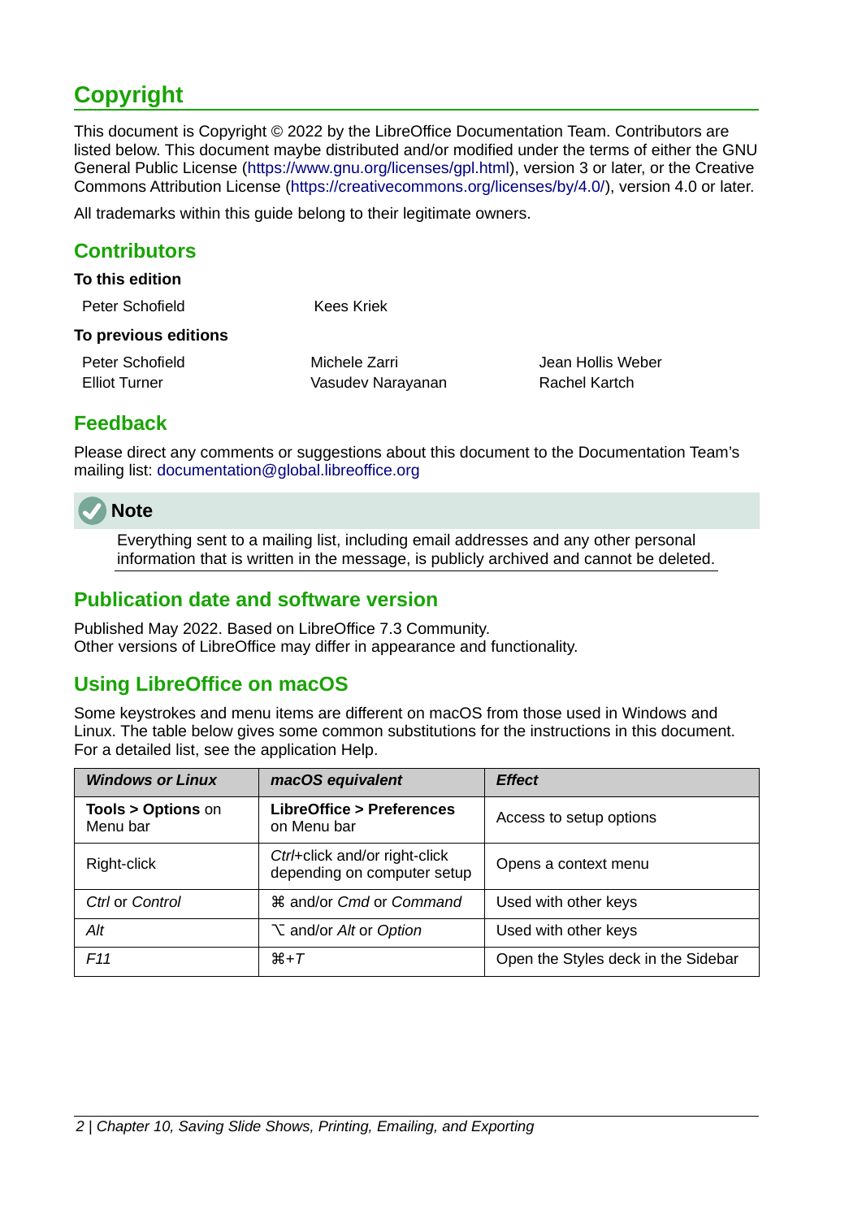# Copyright

This document is Copyright © 2022 by the LibreOffice Documentation Team. Contributors are listed below. This document maybe distributed and/or modified under the terms of either the GNU General Public License (https://www.gnu.org/licenses/gpl.html), version 3 or later, or the Creative Commons Attribution License (https://creativecommons.org/licenses/by/4.0/), version 4.0 or later.

All trademarks within this guide belong to their legitimate owners.

## Contributors

**To this edition**

Peter Schofield    Kees Kriek

**To previous editions**

Peter Schofield    Michele Zarri    Jean Hollis Weber
Elliot Turner    Vasudev Narayanan    Rachel Kartch

## Feedback

Please direct any comments or suggestions about this document to the Documentation Team's mailing list: documentation@global.libreoffice.org

> **Note**
>
> Everything sent to a mailing list, including email addresses and any other personal information that is written in the message, is publicly archived and cannot be deleted.

## Publication date and software version

Published May 2022. Based on LibreOffice 7.3 Community.
Other versions of LibreOffice may differ in appearance and functionality.

## Using LibreOffice on macOS

Some keystrokes and menu items are different on macOS from those used in Windows and Linux. The table below gives some common substitutions for the instructions in this document. For a detailed list, see the application Help.

| ***Windows or Linux*** | ***macOS equivalent*** | ***Effect*** |
|---|---|---|
| **Tools > Options** on Menu bar | **LibreOffice > Preferences** on Menu bar | Access to setup options |
| Right-click | *Ctrl*+click and/or right-click depending on computer setup | Opens a context menu |
| *Ctrl* or *Control* | ⌘ and/or *Cmd* or *Command* | Used with other keys |
| *Alt* | ⌥ and/or *Alt* or *Option* | Used with other keys |
| *F11* | ⌘+*T* | Open the Styles deck in the Sidebar |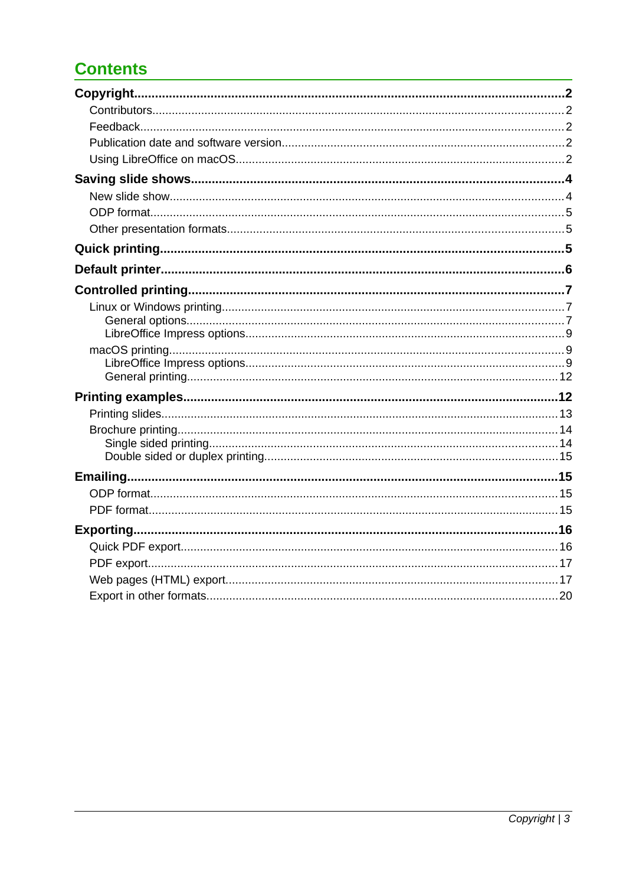# Contents

**Copyright....................2**

- Contributors....................2
- Feedback....................2
- Publication date and software version....................2
- Using LibreOffice on macOS....................2

**Saving slide shows....................4**

- New slide show....................4
- ODP format....................5
- Other presentation formats....................5

**Quick printing....................5**

**Default printer....................6**

**Controlled printing....................7**

- Linux or Windows printing....................7
  - General options....................7
  - LibreOffice Impress options....................9
- macOS printing....................9
  - LibreOffice Impress options....................9
  - General printing....................12

**Printing examples....................12**

- Printing slides....................13
- Brochure printing....................14
  - Single sided printing....................14
  - Double sided or duplex printing....................15

**Emailing....................15**

- ODP format....................15
- PDF format....................15

**Exporting....................16**

- Quick PDF export....................16
- PDF export....................17
- Web pages (HTML) export....................17
- Export in other formats....................20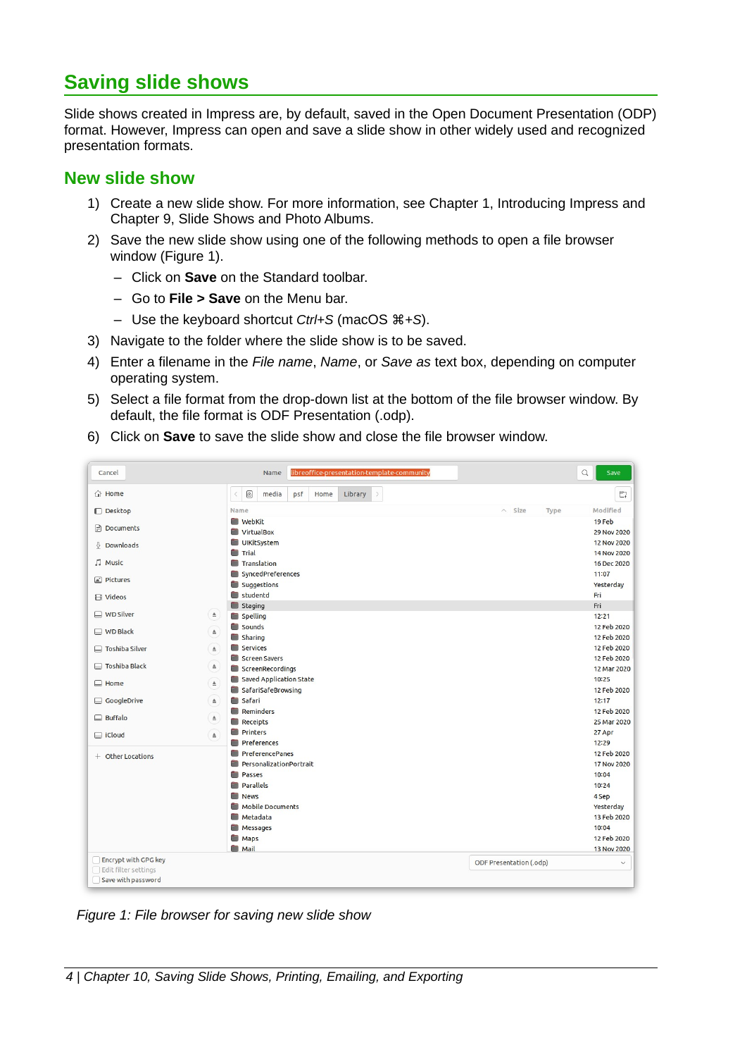# Saving slide shows

Slide shows created in Impress are, by default, saved in the Open Document Presentation (ODP) format. However, Impress can open and save a slide show in other widely used and recognized presentation formats.

## New slide show

1) Create a new slide show. For more information, see Chapter 1, Introducing Impress and Chapter 9, Slide Shows and Photo Albums.
2) Save the new slide show using one of the following methods to open a file browser window (Figure 1).
   - Click on **Save** on the Standard toolbar.
   - Go to **File > Save** on the Menu bar.
   - Use the keyboard shortcut *Ctrl+S* (macOS *⌘+S*).
3) Navigate to the folder where the slide show is to be saved.
4) Enter a filename in the *File name*, *Name*, or *Save as* text box, depending on computer operating system.
5) Select a file format from the drop-down list at the bottom of the file browser window. By default, the file format is ODF Presentation (.odp).
6) Click on **Save** to save the slide show and close the file browser window.

*Figure 1: File browser for saving new slide show*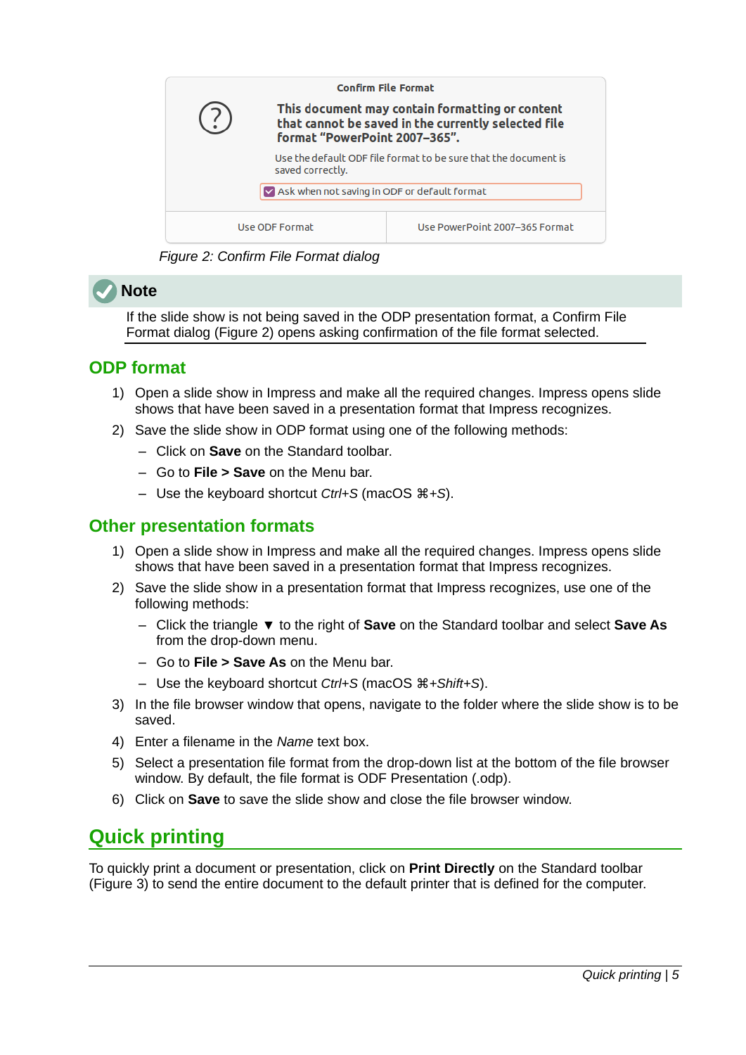Figure 2: Confirm File Format dialog

**Note**

If the slide show is not being saved in the ODP presentation format, a Confirm File Format dialog (Figure 2) opens asking confirmation of the file format selected.

### ODP format

1) Open a slide show in Impress and make all the required changes. Impress opens slide shows that have been saved in a presentation format that Impress recognizes.
2) Save the slide show in ODP format using one of the following methods:
   - Click on **Save** on the Standard toolbar.
   - Go to **File > Save** on the Menu bar.
   - Use the keyboard shortcut *Ctrl+S* (macOS ⌘*+S*).

### Other presentation formats

1) Open a slide show in Impress and make all the required changes. Impress opens slide shows that have been saved in a presentation format that Impress recognizes.
2) Save the slide show in a presentation format that Impress recognizes, use one of the following methods:
   - Click the triangle ▼ to the right of **Save** on the Standard toolbar and select **Save As** from the drop-down menu.
   - Go to **File > Save As** on the Menu bar.
   - Use the keyboard shortcut *Ctrl+S* (macOS ⌘*+Shift+S*).
3) In the file browser window that opens, navigate to the folder where the slide show is to be saved.
4) Enter a filename in the *Name* text box.
5) Select a presentation file format from the drop-down list at the bottom of the file browser window. By default, the file format is ODF Presentation (.odp).
6) Click on **Save** to save the slide show and close the file browser window.

## Quick printing

To quickly print a document or presentation, click on **Print Directly** on the Standard toolbar (Figure 3) to send the entire document to the default printer that is defined for the computer.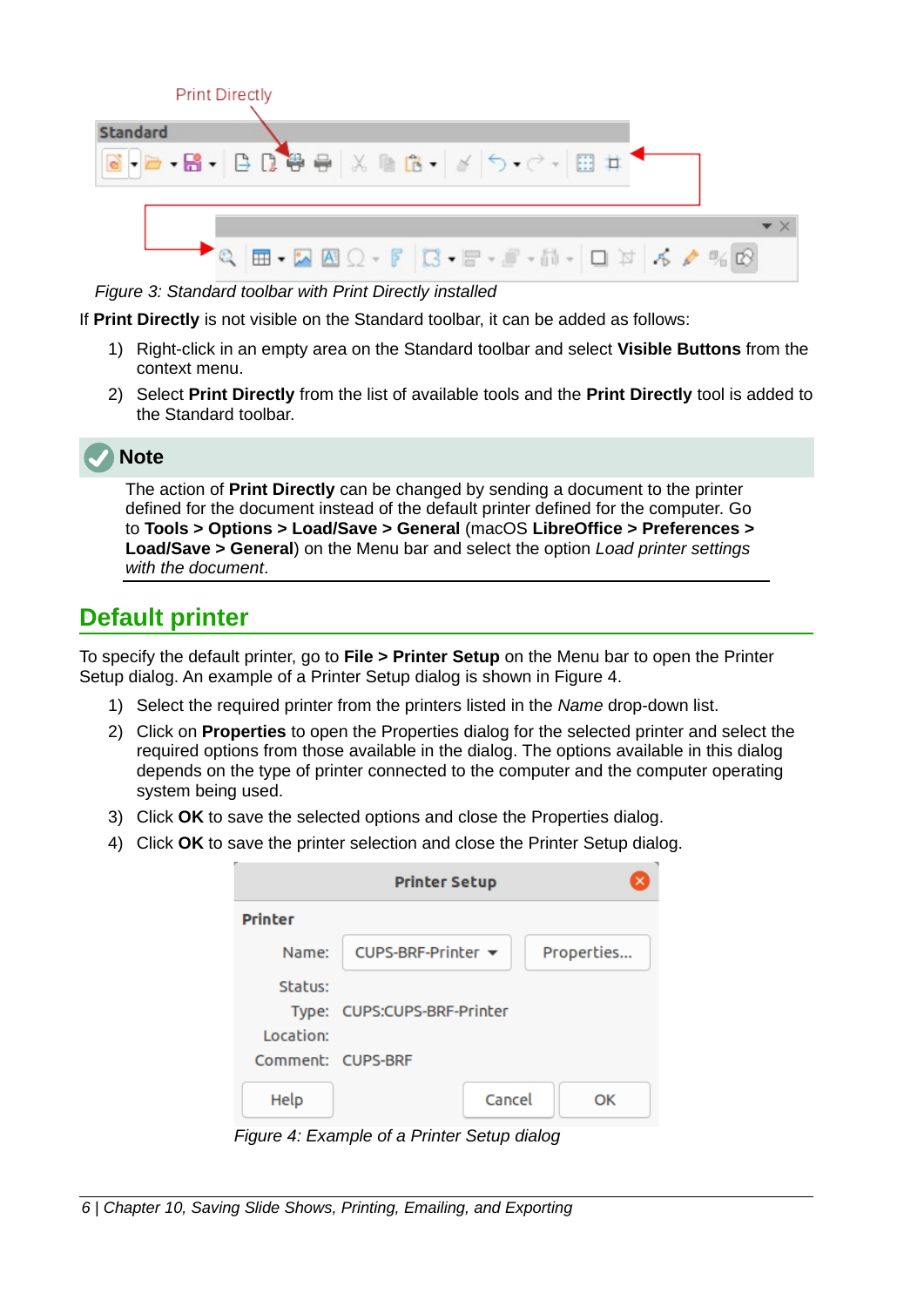Figure 3: Standard toolbar with Print Directly installed

If **Print Directly** is not visible on the Standard toolbar, it can be added as follows:

1) Right-click in an empty area on the Standard toolbar and select **Visible Buttons** from the context menu.
2) Select **Print Directly** from the list of available tools and the **Print Directly** tool is added to the Standard toolbar.

**Note**

The action of **Print Directly** can be changed by sending a document to the printer defined for the document instead of the default printer defined for the computer. Go to **Tools > Options > Load/Save > General** (macOS **LibreOffice > Preferences > Load/Save > General**) on the Menu bar and select the option *Load printer settings with the document*.

## Default printer

To specify the default printer, go to **File > Printer Setup** on the Menu bar to open the Printer Setup dialog. An example of a Printer Setup dialog is shown in Figure 4.

1) Select the required printer from the printers listed in the *Name* drop-down list.
2) Click on **Properties** to open the Properties dialog for the selected printer and select the required options from those available in the dialog. The options available in this dialog depends on the type of printer connected to the computer and the computer operating system being used.
3) Click **OK** to save the selected options and close the Properties dialog.
4) Click **OK** to save the printer selection and close the Printer Setup dialog.

Figure 4: Example of a Printer Setup dialog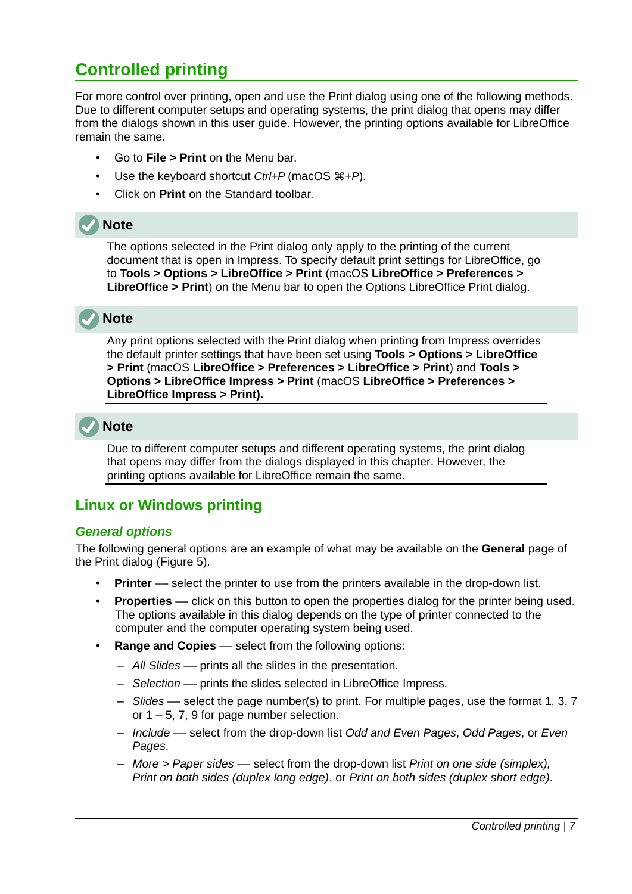## Controlled printing

For more control over printing, open and use the Print dialog using one of the following methods. Due to different computer setups and operating systems, the print dialog that opens may differ from the dialogs shown in this user guide. However, the printing options available for LibreOffice remain the same.

- Go to **File > Print** on the Menu bar.
- Use the keyboard shortcut *Ctrl+P* (macOS *⌘+P*).
- Click on **Print** on the Standard toolbar.

**Note**

The options selected in the Print dialog only apply to the printing of the current document that is open in Impress. To specify default print settings for LibreOffice, go to **Tools > Options > LibreOffice > Print** (macOS **LibreOffice > Preferences > LibreOffice > Print**) on the Menu bar to open the Options LibreOffice Print dialog.

**Note**

Any print options selected with the Print dialog when printing from Impress overrides the default printer settings that have been set using **Tools > Options > LibreOffice > Print** (macOS **LibreOffice > Preferences > LibreOffice > Print**) and **Tools > Options > LibreOffice Impress > Print** (macOS **LibreOffice > Preferences > LibreOffice Impress > Print).**

**Note**

Due to different computer setups and different operating systems, the print dialog that opens may differ from the dialogs displayed in this chapter. However, the printing options available for LibreOffice remain the same.

### Linux or Windows printing

#### *General options*

The following general options are an example of what may be available on the **General** page of the Print dialog (Figure 5).

- **Printer** — select the printer to use from the printers available in the drop-down list.
- **Properties** — click on this button to open the properties dialog for the printer being used. The options available in this dialog depends on the type of printer connected to the computer and the computer operating system being used.
- **Range and Copies** — select from the following options:
  - *All Slides* — prints all the slides in the presentation.
  - *Selection* — prints the slides selected in LibreOffice Impress.
  - *Slides* — select the page number(s) to print. For multiple pages, use the format 1, 3, 7 or 1 – 5, 7, 9 for page number selection.
  - *Include* — select from the drop-down list *Odd and Even Pages*, *Odd Pages*, or *Even Pages*.
  - *More > Paper sides* — select from the drop-down list *Print on one side (simplex), Print on both sides (duplex long edge)*, or *Print on both sides (duplex short edge)*.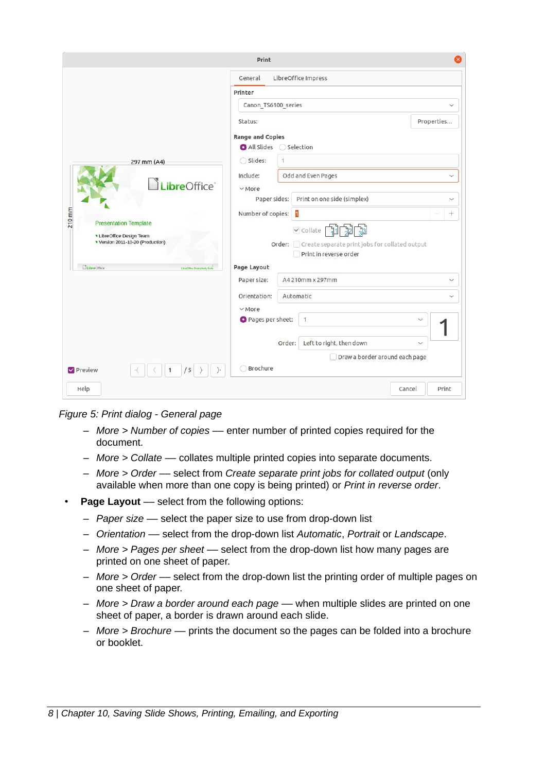*Figure 5: Print dialog - General page*

  - *More > Number of copies* — enter number of printed copies required for the document.
  - *More > Collate* — collates multiple printed copies into separate documents.
  - *More > Order* — select from *Create separate print jobs for collated output* (only available when more than one copy is being printed) or *Print in reverse order*.

- **Page Layout** — select from the following options:
  - *Paper size* — select the paper size to use from drop-down list
  - *Orientation* — select from the drop-down list *Automatic*, *Portrait* or *Landscape*.
  - *More > Pages per sheet* — select from the drop-down list how many pages are printed on one sheet of paper.
  - *More > Order* — select from the drop-down list the printing order of multiple pages on one sheet of paper.
  - *More > Draw a border around each page* — when multiple slides are printed on one sheet of paper, a border is drawn around each slide.
  - *More > Brochure* — prints the document so the pages can be folded into a brochure or booklet.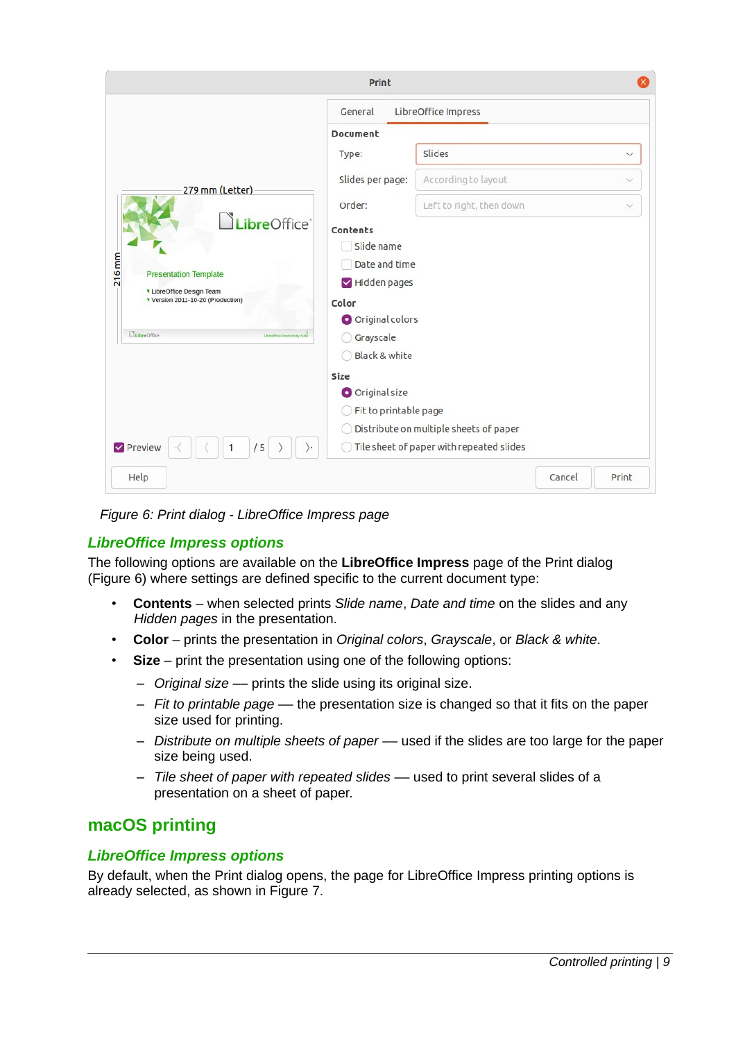*Figure 6: Print dialog - LibreOffice Impress page*

### *LibreOffice Impress options*

The following options are available on the **LibreOffice Impress** page of the Print dialog (Figure 6) where settings are defined specific to the current document type:

- **Contents** – when selected prints *Slide name*, *Date and time* on the slides and any *Hidden pages* in the presentation.
- **Color** – prints the presentation in *Original colors*, *Grayscale*, or *Black & white*.
- **Size** – print the presentation using one of the following options:
  - *Original size* — prints the slide using its original size.
  - *Fit to printable page* — the presentation size is changed so that it fits on the paper size used for printing.
  - *Distribute on multiple sheets of paper* — used if the slides are too large for the paper size being used.
  - *Tile sheet of paper with repeated slides* — used to print several slides of a presentation on a sheet of paper.

## macOS printing

### *LibreOffice Impress options*

By default, when the Print dialog opens, the page for LibreOffice Impress printing options is already selected, as shown in Figure 7.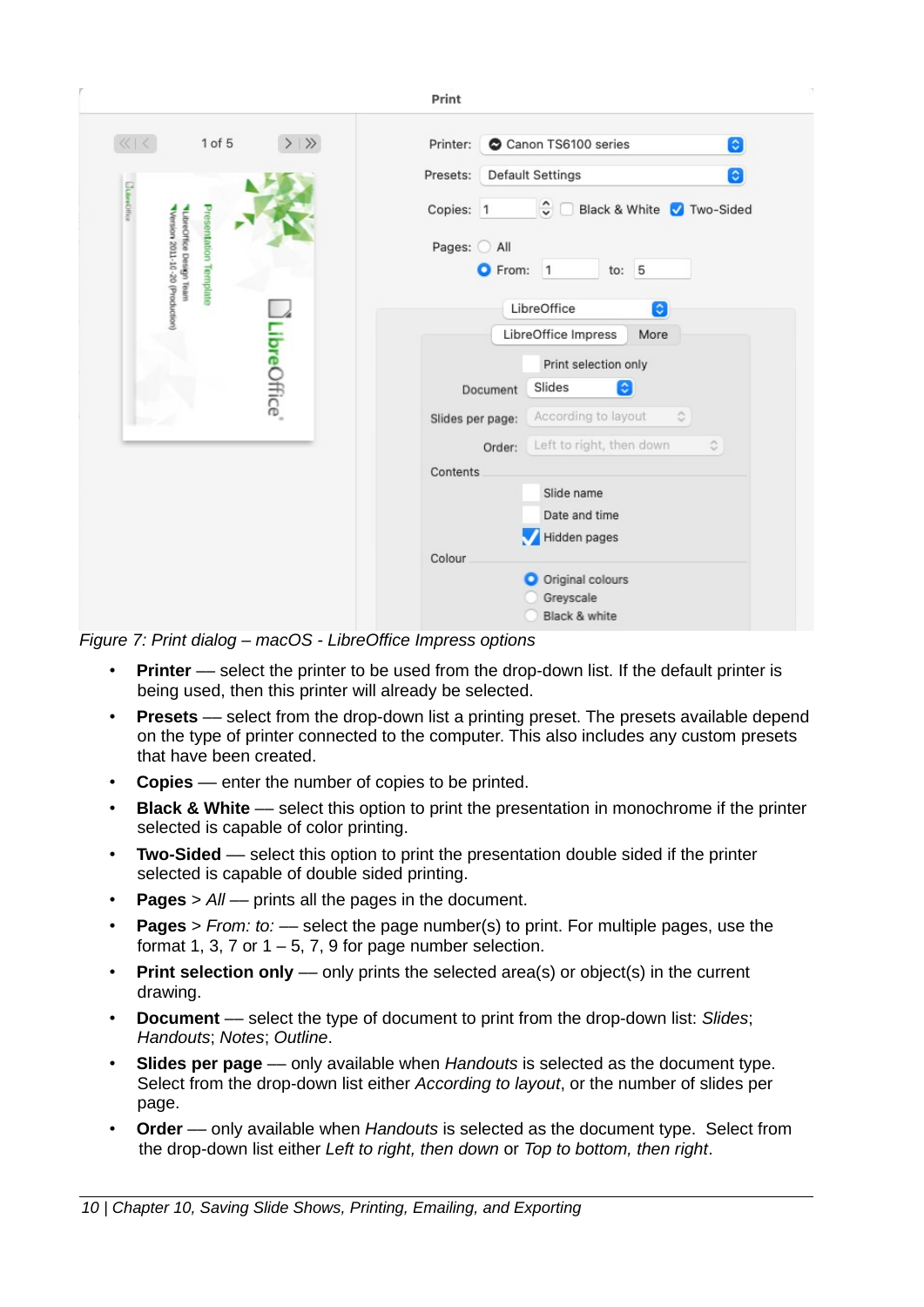*Figure 7: Print dialog – macOS - LibreOffice Impress options*

- **Printer** — select the printer to be used from the drop-down list. If the default printer is being used, then this printer will already be selected.
- **Presets** — select from the drop-down list a printing preset. The presets available depend on the type of printer connected to the computer. This also includes any custom presets that have been created.
- **Copies** — enter the number of copies to be printed.
- **Black & White** — select this option to print the presentation in monochrome if the printer selected is capable of color printing.
- **Two-Sided** — select this option to print the presentation double sided if the printer selected is capable of double sided printing.
- **Pages** > *All* — prints all the pages in the document.
- **Pages** > *From: to:* — select the page number(s) to print. For multiple pages, use the format 1, 3, 7 or 1 – 5, 7, 9 for page number selection.
- **Print selection only** — only prints the selected area(s) or object(s) in the current drawing.
- **Document** — select the type of document to print from the drop-down list: *Slides*; *Handouts*; *Notes*; *Outline*.
- **Slides per page** — only available when *Handouts* is selected as the document type. Select from the drop-down list either *According to layout*, or the number of slides per page.
- **Order** — only available when *Handouts* is selected as the document type. Select from the drop-down list either *Left to right, then down* or *Top to bottom, then right*.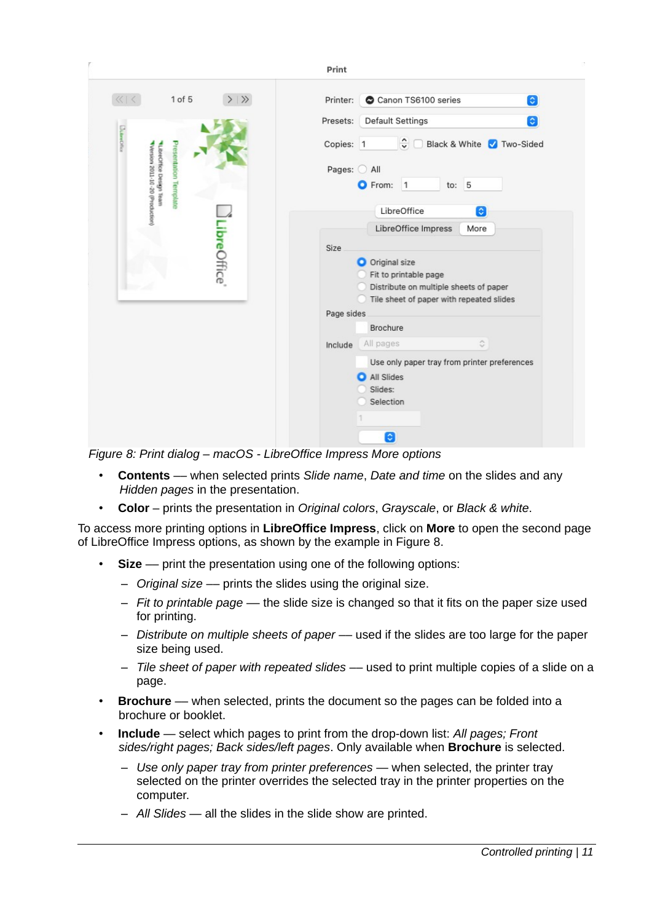*Figure 8: Print dialog – macOS - LibreOffice Impress More options*

- **Contents** — when selected prints *Slide name*, *Date and time* on the slides and any *Hidden pages* in the presentation.
- **Color** – prints the presentation in *Original colors*, *Grayscale*, or *Black & white*.

To access more printing options in **LibreOffice Impress**, click on **More** to open the second page of LibreOffice Impress options, as shown by the example in Figure 8.

- **Size** — print the presentation using one of the following options:
  - *Original size* — prints the slides using the original size.
  - *Fit to printable page* — the slide size is changed so that it fits on the paper size used for printing.
  - *Distribute on multiple sheets of paper* — used if the slides are too large for the paper size being used.
  - *Tile sheet of paper with repeated slides* — used to print multiple copies of a slide on a page.
- **Brochure** — when selected, prints the document so the pages can be folded into a brochure or booklet.
- **Include** — select which pages to print from the drop-down list: *All pages; Front sides/right pages; Back sides/left pages*. Only available when **Brochure** is selected.
  - *Use only paper tray from printer preferences* — when selected, the printer tray selected on the printer overrides the selected tray in the printer properties on the computer.
  - *All Slides* — all the slides in the slide show are printed.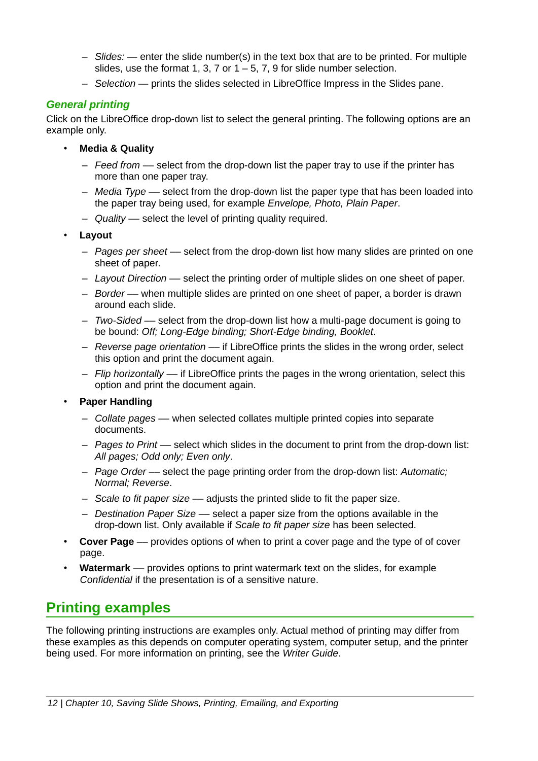- *Slides:* — enter the slide number(s) in the text box that are to be printed. For multiple slides, use the format 1, 3, 7 or 1 – 5, 7, 9 for slide number selection.
- *Selection* — prints the slides selected in LibreOffice Impress in the Slides pane.

### General printing

Click on the LibreOffice drop-down list to select the general printing. The following options are an example only.

- **Media & Quality**
  - *Feed from* — select from the drop-down list the paper tray to use if the printer has more than one paper tray.
  - *Media Type* — select from the drop-down list the paper type that has been loaded into the paper tray being used, for example *Envelope, Photo, Plain Paper*.
  - *Quality* — select the level of printing quality required.
- **Layout**
  - *Pages per sheet* — select from the drop-down list how many slides are printed on one sheet of paper.
  - *Layout Direction* — select the printing order of multiple slides on one sheet of paper.
  - *Border* — when multiple slides are printed on one sheet of paper, a border is drawn around each slide.
  - *Two-Sided* — select from the drop-down list how a multi-page document is going to be bound: *Off; Long-Edge binding; Short-Edge binding, Booklet*.
  - *Reverse page orientation* — if LibreOffice prints the slides in the wrong order, select this option and print the document again.
  - *Flip horizontally* — if LibreOffice prints the pages in the wrong orientation, select this option and print the document again.
- **Paper Handling**
  - *Collate pages* — when selected collates multiple printed copies into separate documents.
  - *Pages to Print* — select which slides in the document to print from the drop-down list: *All pages; Odd only; Even only*.
  - *Page Order* — select the page printing order from the drop-down list: *Automatic; Normal; Reverse*.
  - *Scale to fit paper size* — adjusts the printed slide to fit the paper size.
  - *Destination Paper Size* — select a paper size from the options available in the drop-down list. Only available if *Scale to fit paper size* has been selected.
- **Cover Page** — provides options of when to print a cover page and the type of of cover page.
- **Watermark** — provides options to print watermark text on the slides, for example *Confidential* if the presentation is of a sensitive nature.

## Printing examples

The following printing instructions are examples only. Actual method of printing may differ from these examples as this depends on computer operating system, computer setup, and the printer being used. For more information on printing, see the *Writer Guide*.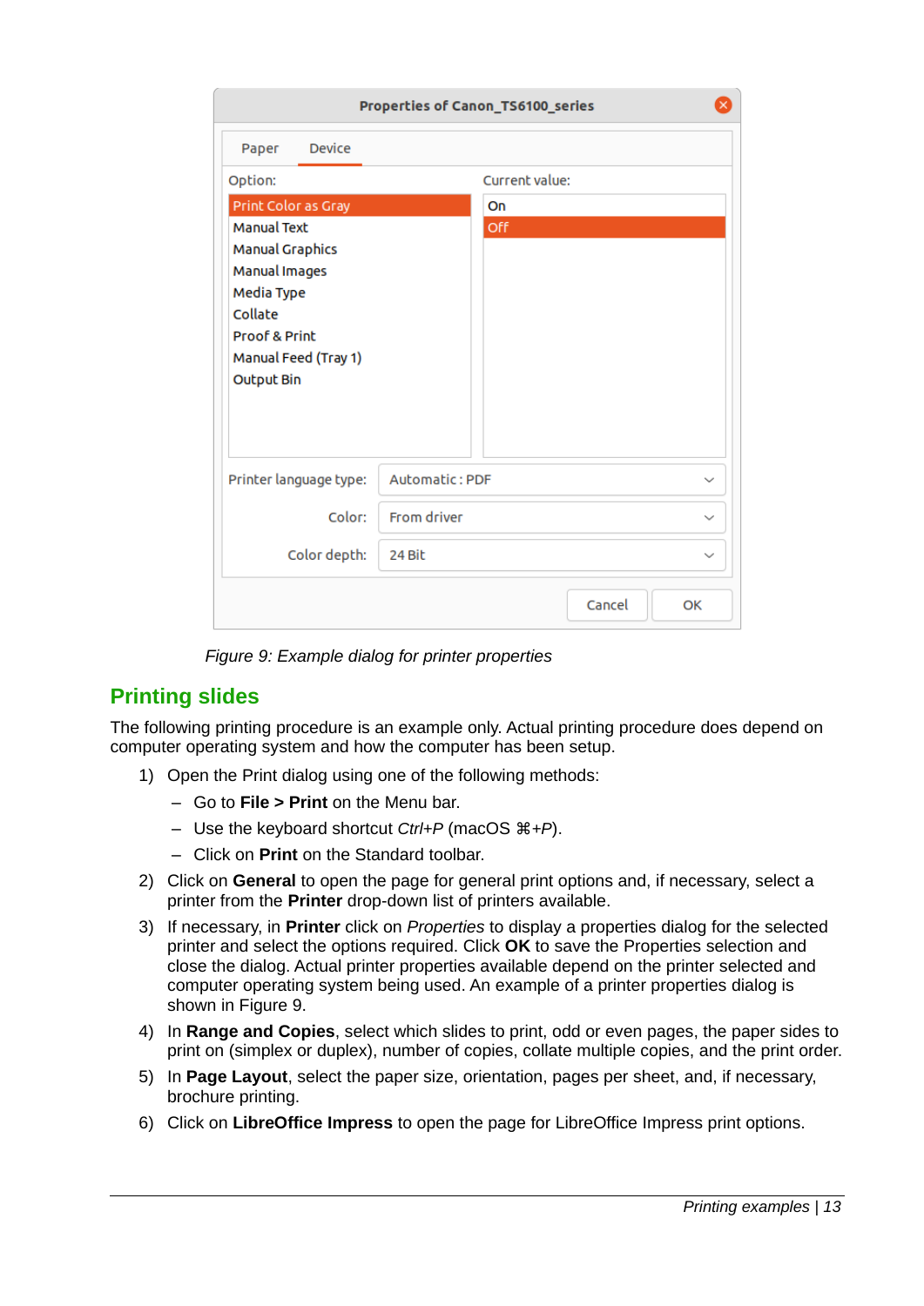*Figure 9: Example dialog for printer properties*

## Printing slides

The following printing procedure is an example only. Actual printing procedure does depend on computer operating system and how the computer has been setup.

1) Open the Print dialog using one of the following methods:
   - Go to **File > Print** on the Menu bar.
   - Use the keyboard shortcut *Ctrl+P* (macOS *⌘+P*).
   - Click on **Print** on the Standard toolbar.
2) Click on **General** to open the page for general print options and, if necessary, select a printer from the **Printer** drop-down list of printers available.
3) If necessary, in **Printer** click on *Properties* to display a properties dialog for the selected printer and select the options required. Click **OK** to save the Properties selection and close the dialog. Actual printer properties available depend on the printer selected and computer operating system being used. An example of a printer properties dialog is shown in Figure 9.
4) In **Range and Copies**, select which slides to print, odd or even pages, the paper sides to print on (simplex or duplex), number of copies, collate multiple copies, and the print order.
5) In **Page Layout**, select the paper size, orientation, pages per sheet, and, if necessary, brochure printing.
6) Click on **LibreOffice Impress** to open the page for LibreOffice Impress print options.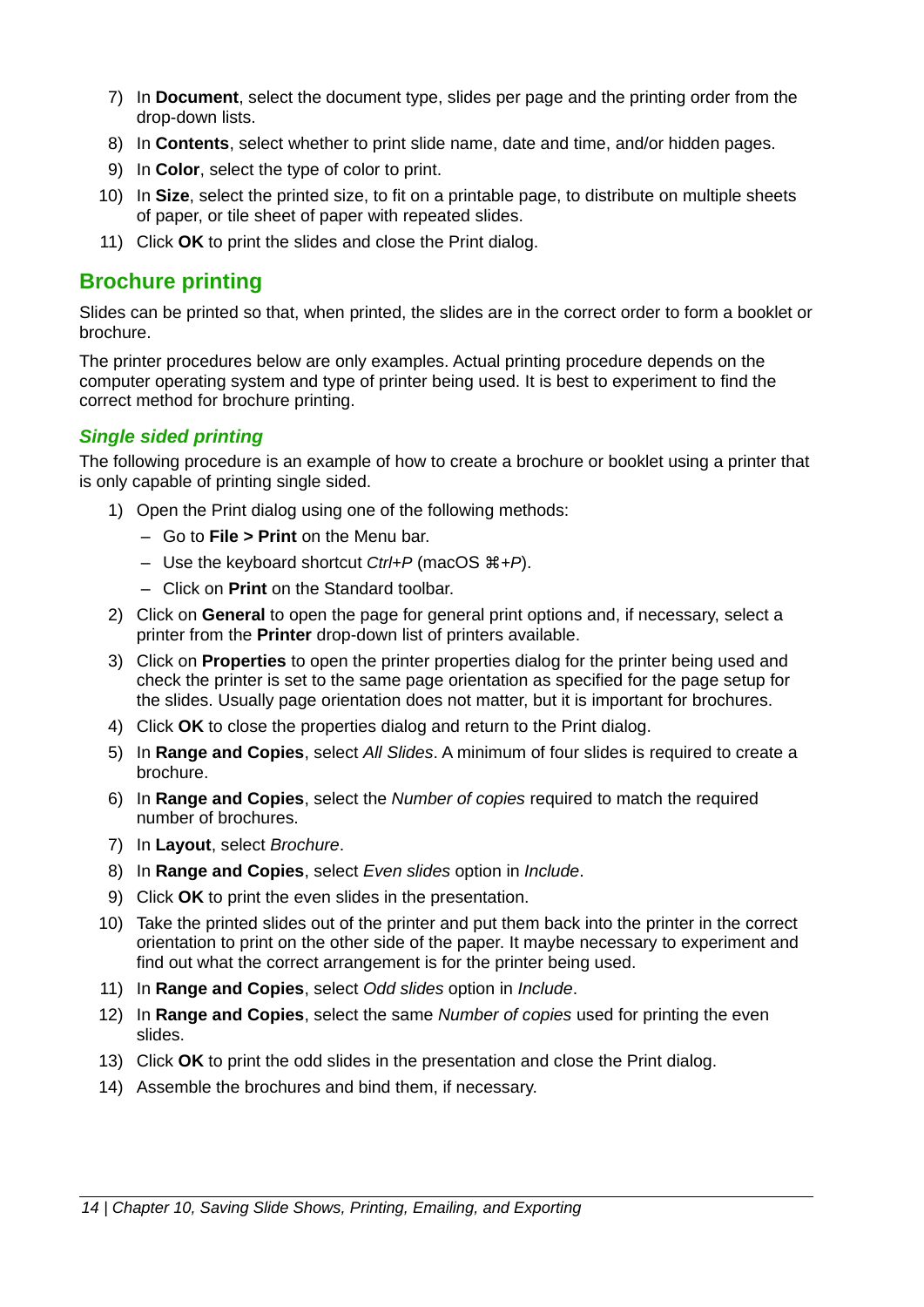7) In **Document**, select the document type, slides per page and the printing order from the drop-down lists.
8) In **Contents**, select whether to print slide name, date and time, and/or hidden pages.
9) In **Color**, select the type of color to print.
10) In **Size**, select the printed size, to fit on a printable page, to distribute on multiple sheets of paper, or tile sheet of paper with repeated slides.
11) Click **OK** to print the slides and close the Print dialog.

## Brochure printing

Slides can be printed so that, when printed, the slides are in the correct order to form a booklet or brochure.

The printer procedures below are only examples. Actual printing procedure depends on the computer operating system and type of printer being used. It is best to experiment to find the correct method for brochure printing.

### *Single sided printing*

The following procedure is an example of how to create a brochure or booklet using a printer that is only capable of printing single sided.

1) Open the Print dialog using one of the following methods:
   - Go to **File > Print** on the Menu bar.
   - Use the keyboard shortcut *Ctrl+P* (macOS *⌘+P*).
   - Click on **Print** on the Standard toolbar.
2) Click on **General** to open the page for general print options and, if necessary, select a printer from the **Printer** drop-down list of printers available.
3) Click on **Properties** to open the printer properties dialog for the printer being used and check the printer is set to the same page orientation as specified for the page setup for the slides. Usually page orientation does not matter, but it is important for brochures.
4) Click **OK** to close the properties dialog and return to the Print dialog.
5) In **Range and Copies**, select *All Slides*. A minimum of four slides is required to create a brochure.
6) In **Range and Copies**, select the *Number of copies* required to match the required number of brochures.
7) In **Layout**, select *Brochure*.
8) In **Range and Copies**, select *Even slides* option in *Include*.
9) Click **OK** to print the even slides in the presentation.
10) Take the printed slides out of the printer and put them back into the printer in the correct orientation to print on the other side of the paper. It maybe necessary to experiment and find out what the correct arrangement is for the printer being used.
11) In **Range and Copies**, select *Odd slides* option in *Include*.
12) In **Range and Copies**, select the same *Number of copies* used for printing the even slides.
13) Click **OK** to print the odd slides in the presentation and close the Print dialog.
14) Assemble the brochures and bind them, if necessary.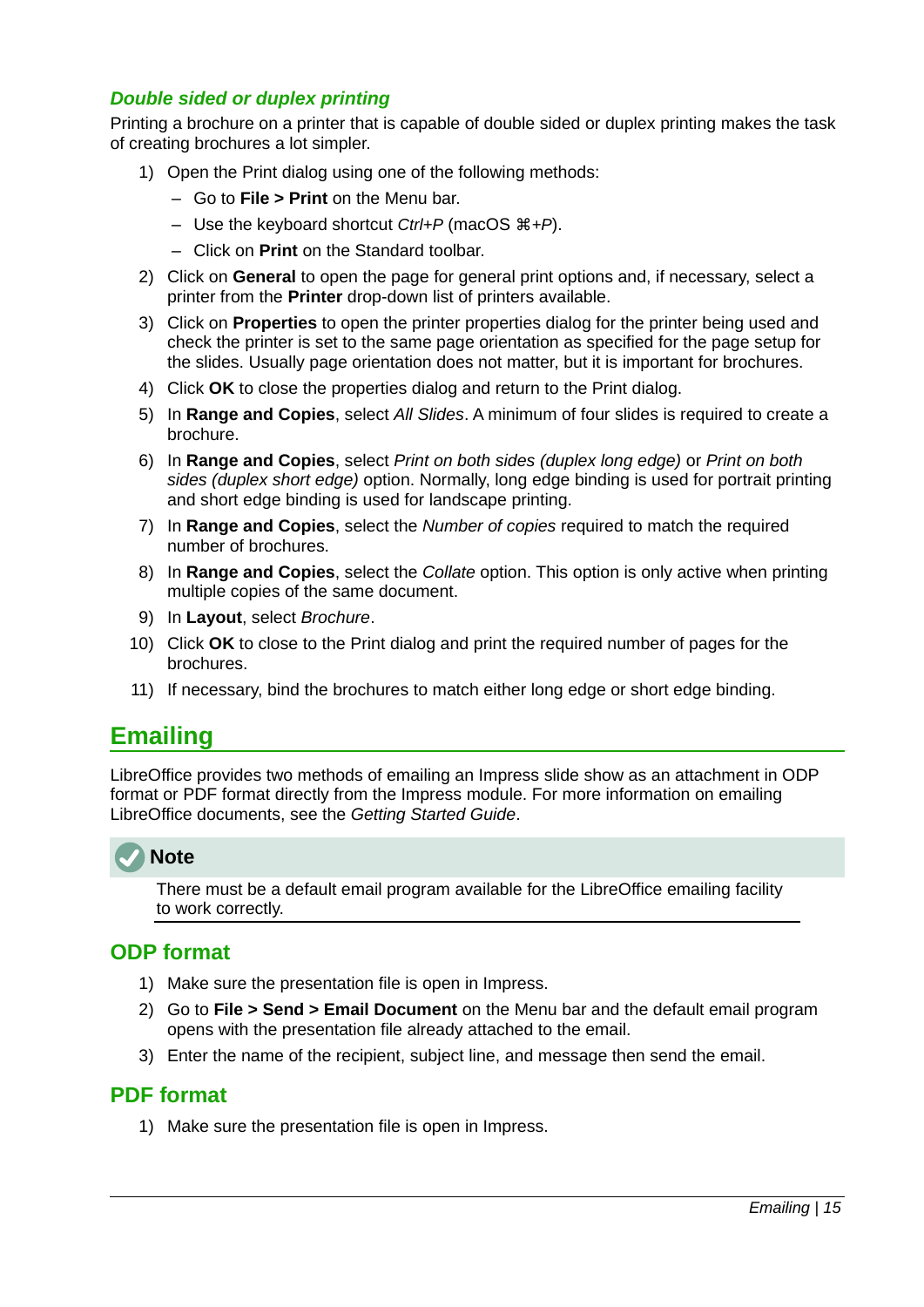### Double sided or duplex printing

Printing a brochure on a printer that is capable of double sided or duplex printing makes the task of creating brochures a lot simpler.

1) Open the Print dialog using one of the following methods:
   - Go to **File > Print** on the Menu bar.
   - Use the keyboard shortcut *Ctrl+P* (macOS ⌘*+P*).
   - Click on **Print** on the Standard toolbar.
2) Click on **General** to open the page for general print options and, if necessary, select a printer from the **Printer** drop-down list of printers available.
3) Click on **Properties** to open the printer properties dialog for the printer being used and check the printer is set to the same page orientation as specified for the page setup for the slides. Usually page orientation does not matter, but it is important for brochures.
4) Click **OK** to close the properties dialog and return to the Print dialog.
5) In **Range and Copies**, select *All Slides*. A minimum of four slides is required to create a brochure.
6) In **Range and Copies**, select *Print on both sides (duplex long edge)* or *Print on both sides (duplex short edge)* option. Normally, long edge binding is used for portrait printing and short edge binding is used for landscape printing.
7) In **Range and Copies**, select the *Number of copies* required to match the required number of brochures.
8) In **Range and Copies**, select the *Collate* option. This option is only active when printing multiple copies of the same document.
9) In **Layout**, select *Brochure*.
10) Click **OK** to close to the Print dialog and print the required number of pages for the brochures.
11) If necessary, bind the brochures to match either long edge or short edge binding.

## Emailing

LibreOffice provides two methods of emailing an Impress slide show as an attachment in ODP format or PDF format directly from the Impress module. For more information on emailing LibreOffice documents, see the *Getting Started Guide*.

**Note**

There must be a default email program available for the LibreOffice emailing facility to work correctly.

### ODP format

1) Make sure the presentation file is open in Impress.
2) Go to **File > Send > Email Document** on the Menu bar and the default email program opens with the presentation file already attached to the email.
3) Enter the name of the recipient, subject line, and message then send the email.

### PDF format

1) Make sure the presentation file is open in Impress.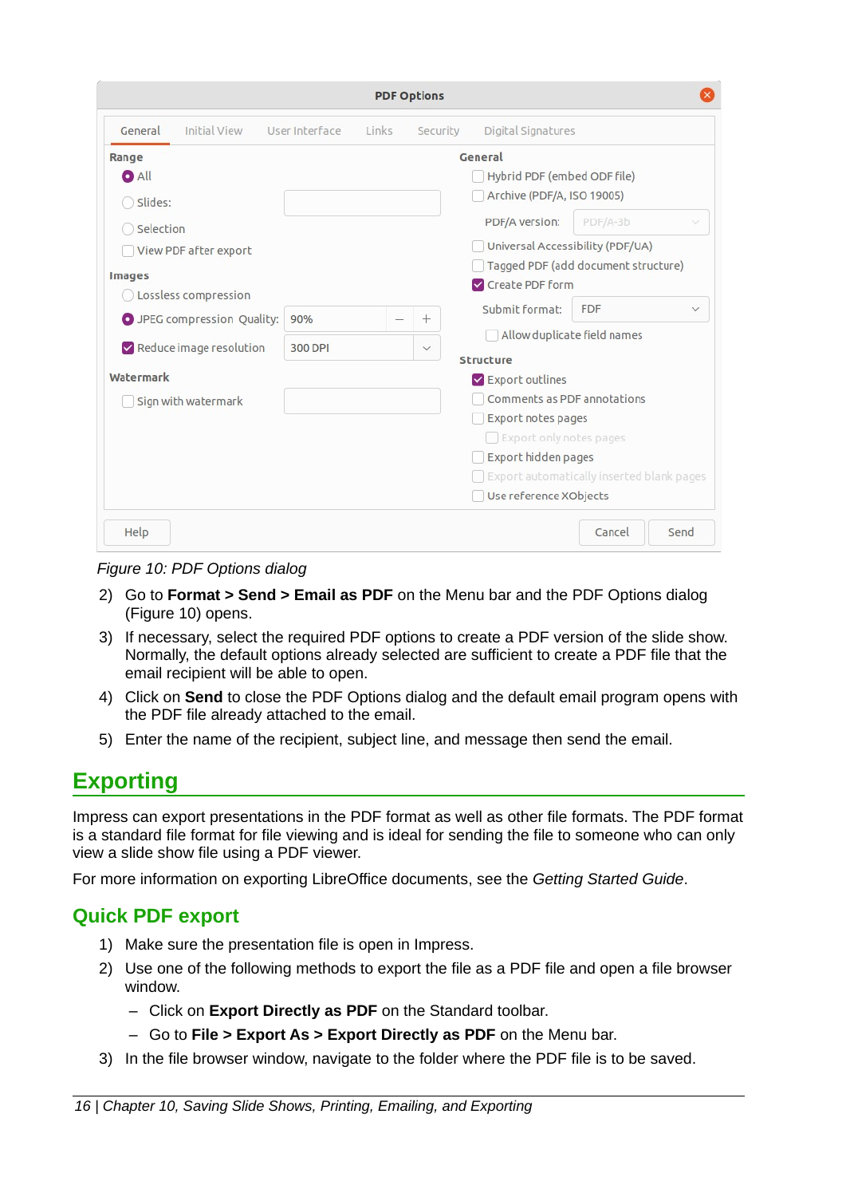*Figure 10: PDF Options dialog*

2) Go to **Format > Send > Email as PDF** on the Menu bar and the PDF Options dialog (Figure 10) opens.
3) If necessary, select the required PDF options to create a PDF version of the slide show. Normally, the default options already selected are sufficient to create a PDF file that the email recipient will be able to open.
4) Click on **Send** to close the PDF Options dialog and the default email program opens with the PDF file already attached to the email.
5) Enter the name of the recipient, subject line, and message then send the email.

# Exporting

Impress can export presentations in the PDF format as well as other file formats. The PDF format is a standard file format for file viewing and is ideal for sending the file to someone who can only view a slide show file using a PDF viewer.

For more information on exporting LibreOffice documents, see the *Getting Started Guide*.

## Quick PDF export

1) Make sure the presentation file is open in Impress.
2) Use one of the following methods to export the file as a PDF file and open a file browser window.
   - Click on **Export Directly as PDF** on the Standard toolbar.
   - Go to **File > Export As > Export Directly as PDF** on the Menu bar.
3) In the file browser window, navigate to the folder where the PDF file is to be saved.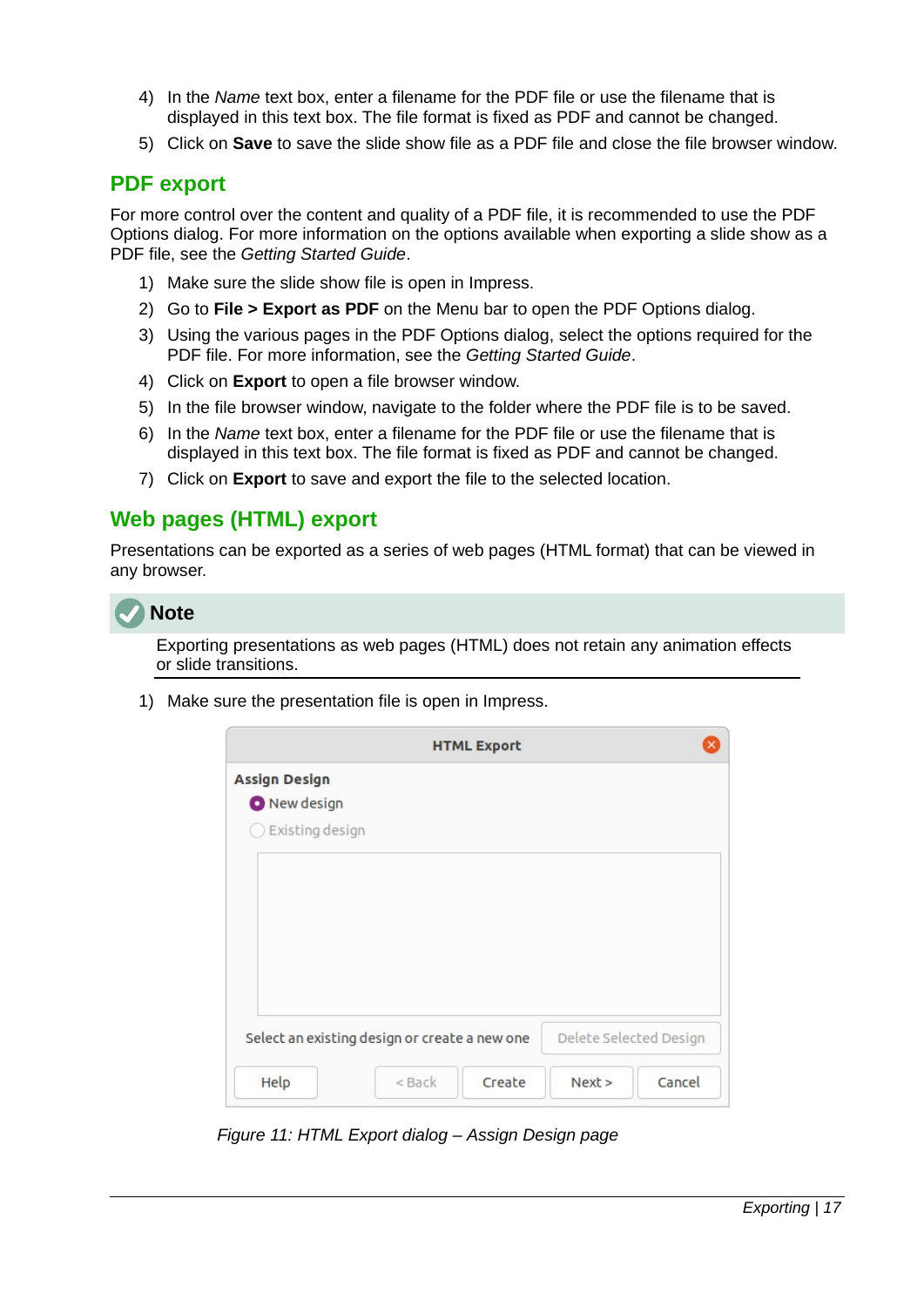4) In the *Name* text box, enter a filename for the PDF file or use the filename that is displayed in this text box. The file format is fixed as PDF and cannot be changed.
5) Click on **Save** to save the slide show file as a PDF file and close the file browser window.

## PDF export

For more control over the content and quality of a PDF file, it is recommended to use the PDF Options dialog. For more information on the options available when exporting a slide show as a PDF file, see the *Getting Started Guide*.

1) Make sure the slide show file is open in Impress.
2) Go to **File > Export as PDF** on the Menu bar to open the PDF Options dialog.
3) Using the various pages in the PDF Options dialog, select the options required for the PDF file. For more information, see the *Getting Started Guide*.
4) Click on **Export** to open a file browser window.
5) In the file browser window, navigate to the folder where the PDF file is to be saved.
6) In the *Name* text box, enter a filename for the PDF file or use the filename that is displayed in this text box. The file format is fixed as PDF and cannot be changed.
7) Click on **Export** to save and export the file to the selected location.

## Web pages (HTML) export

Presentations can be exported as a series of web pages (HTML format) that can be viewed in any browser.

**Note**

Exporting presentations as web pages (HTML) does not retain any animation effects or slide transitions.

1) Make sure the presentation file is open in Impress.

HTML Export

Assign Design

- New design
- Existing design

Select an existing design or create a new one | Delete Selected Design

Help | < Back | Create | Next > | Cancel

*Figure 11: HTML Export dialog – Assign Design page*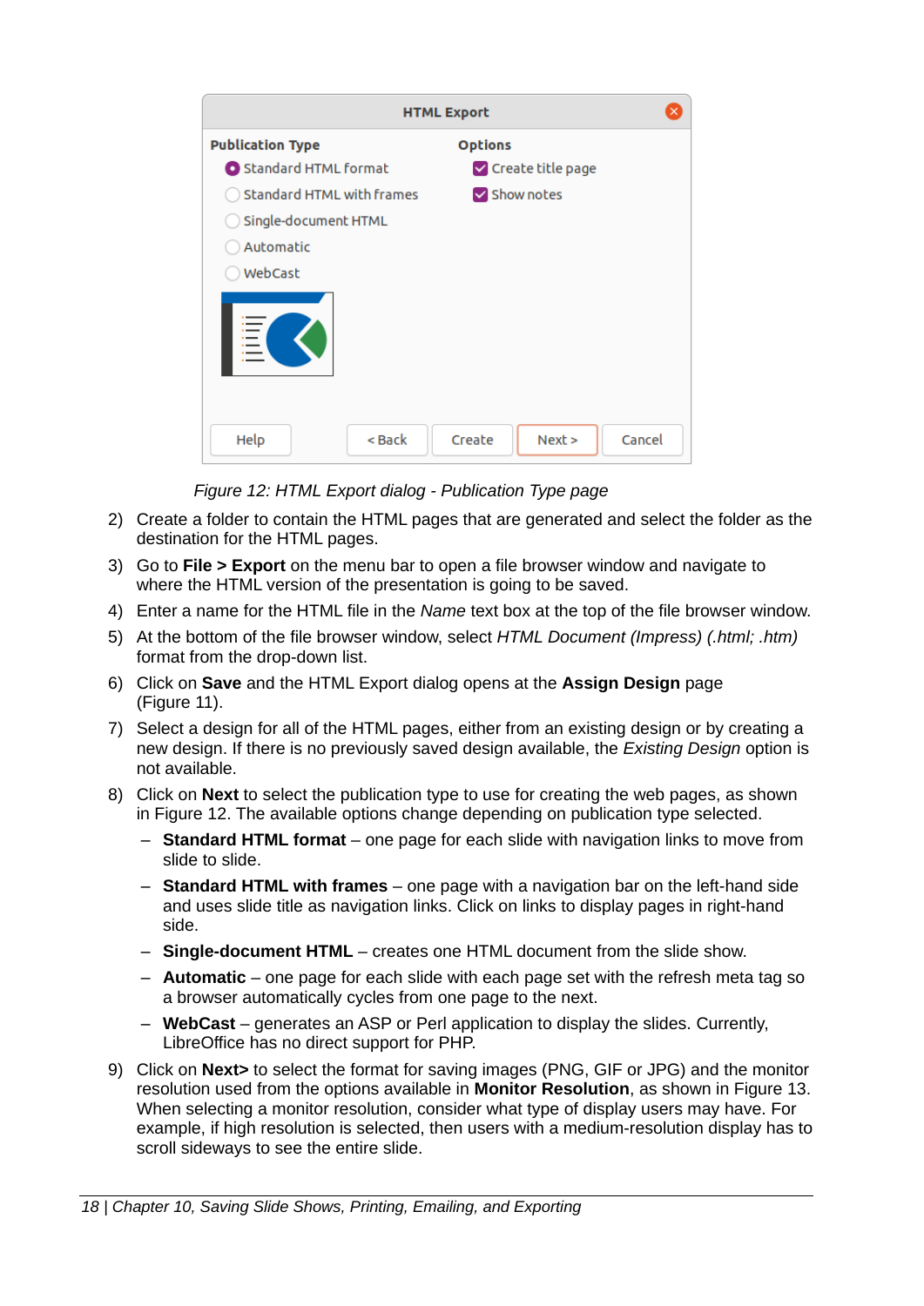*Figure 12: HTML Export dialog - Publication Type page*

2) Create a folder to contain the HTML pages that are generated and select the folder as the destination for the HTML pages.
3) Go to **File > Export** on the menu bar to open a file browser window and navigate to where the HTML version of the presentation is going to be saved.
4) Enter a name for the HTML file in the *Name* text box at the top of the file browser window.
5) At the bottom of the file browser window, select *HTML Document (Impress) (.html; .htm)* format from the drop-down list.
6) Click on **Save** and the HTML Export dialog opens at the **Assign Design** page (Figure 11).
7) Select a design for all of the HTML pages, either from an existing design or by creating a new design. If there is no previously saved design available, the *Existing Design* option is not available.
8) Click on **Next** to select the publication type to use for creating the web pages, as shown in Figure 12. The available options change depending on publication type selected.
   - **Standard HTML format** – one page for each slide with navigation links to move from slide to slide.
   - **Standard HTML with frames** – one page with a navigation bar on the left-hand side and uses slide title as navigation links. Click on links to display pages in right-hand side.
   - **Single-document HTML** – creates one HTML document from the slide show.
   - **Automatic** – one page for each slide with each page set with the refresh meta tag so a browser automatically cycles from one page to the next.
   - **WebCast** – generates an ASP or Perl application to display the slides. Currently, LibreOffice has no direct support for PHP.
9) Click on **Next>** to select the format for saving images (PNG, GIF or JPG) and the monitor resolution used from the options available in **Monitor Resolution**, as shown in Figure 13. When selecting a monitor resolution, consider what type of display users may have. For example, if high resolution is selected, then users with a medium-resolution display has to scroll sideways to see the entire slide.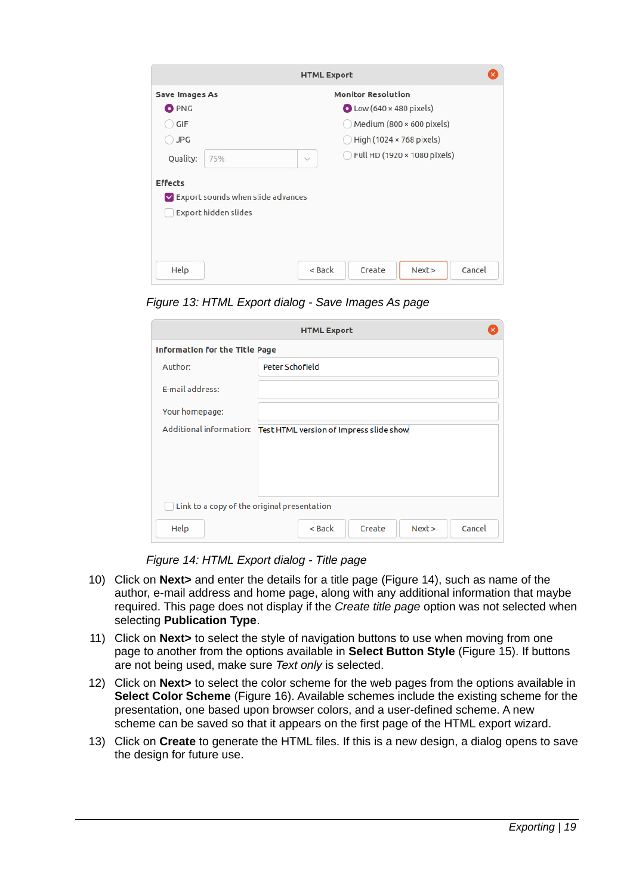*Figure 13: HTML Export dialog - Save Images As page*

*Figure 14: HTML Export dialog - Title page*

10) Click on **Next>** and enter the details for a title page (Figure 14), such as name of the author, e-mail address and home page, along with any additional information that maybe required. This page does not display if the *Create title page* option was not selected when selecting **Publication Type**.

11) Click on **Next>** to select the style of navigation buttons to use when moving from one page to another from the options available in **Select Button Style** (Figure 15). If buttons are not being used, make sure *Text only* is selected.

12) Click on **Next>** to select the color scheme for the web pages from the options available in **Select Color Scheme** (Figure 16). Available schemes include the existing scheme for the presentation, one based upon browser colors, and a user-defined scheme. A new scheme can be saved so that it appears on the first page of the HTML export wizard.

13) Click on **Create** to generate the HTML files. If this is a new design, a dialog opens to save the design for future use.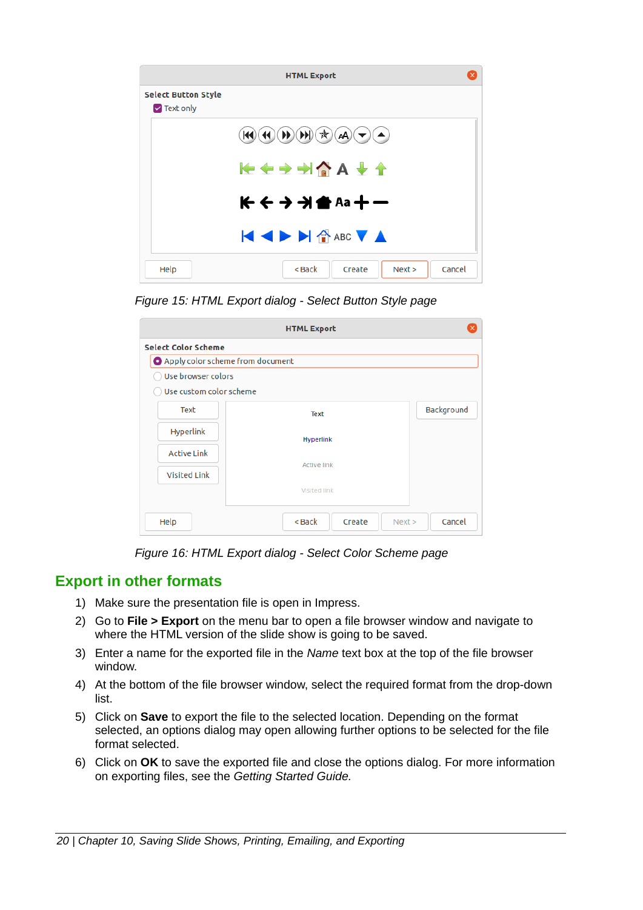Figure 15: HTML Export dialog - Select Button Style page

Figure 16: HTML Export dialog - Select Color Scheme page

## Export in other formats

1) Make sure the presentation file is open in Impress.
2) Go to **File > Export** on the menu bar to open a file browser window and navigate to where the HTML version of the slide show is going to be saved.
3) Enter a name for the exported file in the *Name* text box at the top of the file browser window.
4) At the bottom of the file browser window, select the required format from the drop-down list.
5) Click on **Save** to export the file to the selected location. Depending on the format selected, an options dialog may open allowing further options to be selected for the file format selected.
6) Click on **OK** to save the exported file and close the options dialog. For more information on exporting files, see the *Getting Started Guide.*